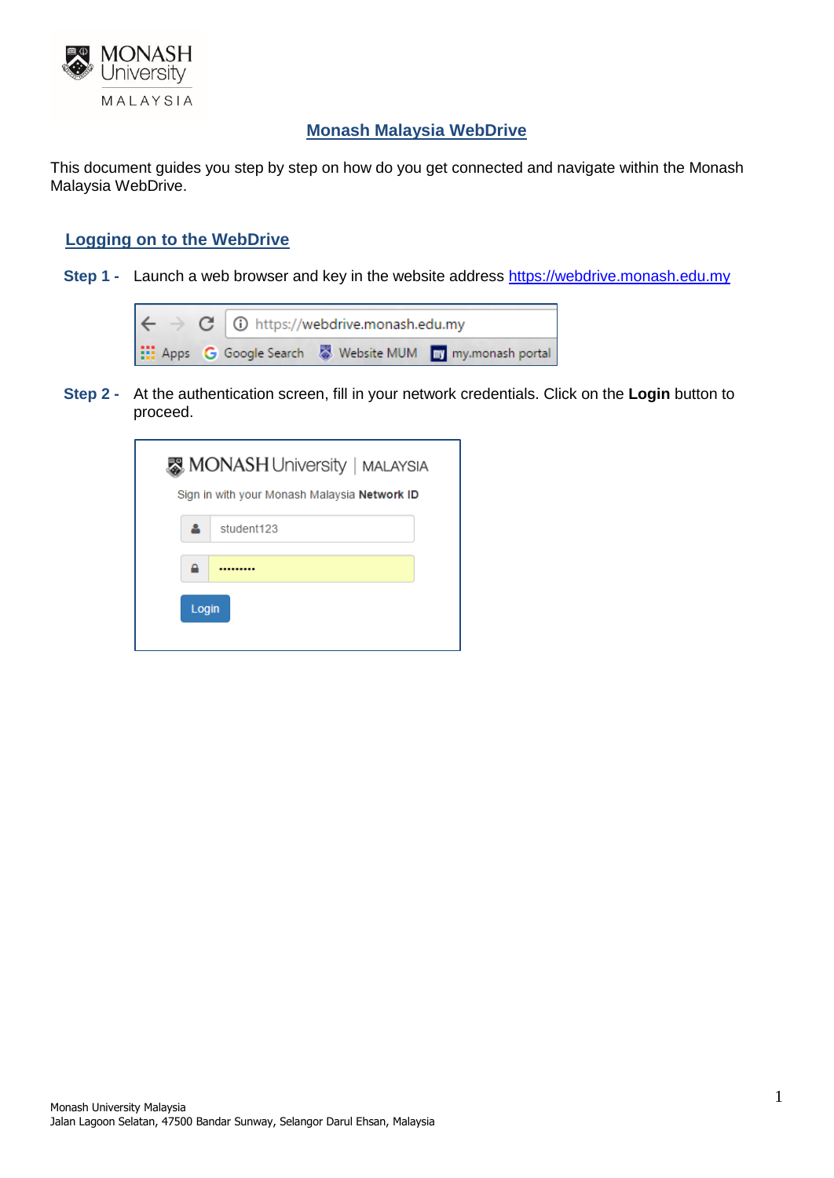# Monash Malaysia WebDrive

This document guides you step by step on how do you get connected and navigate within the Monash Malaysia WebDrive.

## Logging on to the WebDrive

**Step 1 -** Launch a web browser and key in the website address https://webdrive.monash.edu.my

**Step 2 -** At the authentication screen, fill in your network credentials. Click on the **Login** button to proceed.

Monash University Malaysia
Jalan Lagoon Selatan, 47500 Bandar Sunway, Selangor Darul Ehsan, Malaysia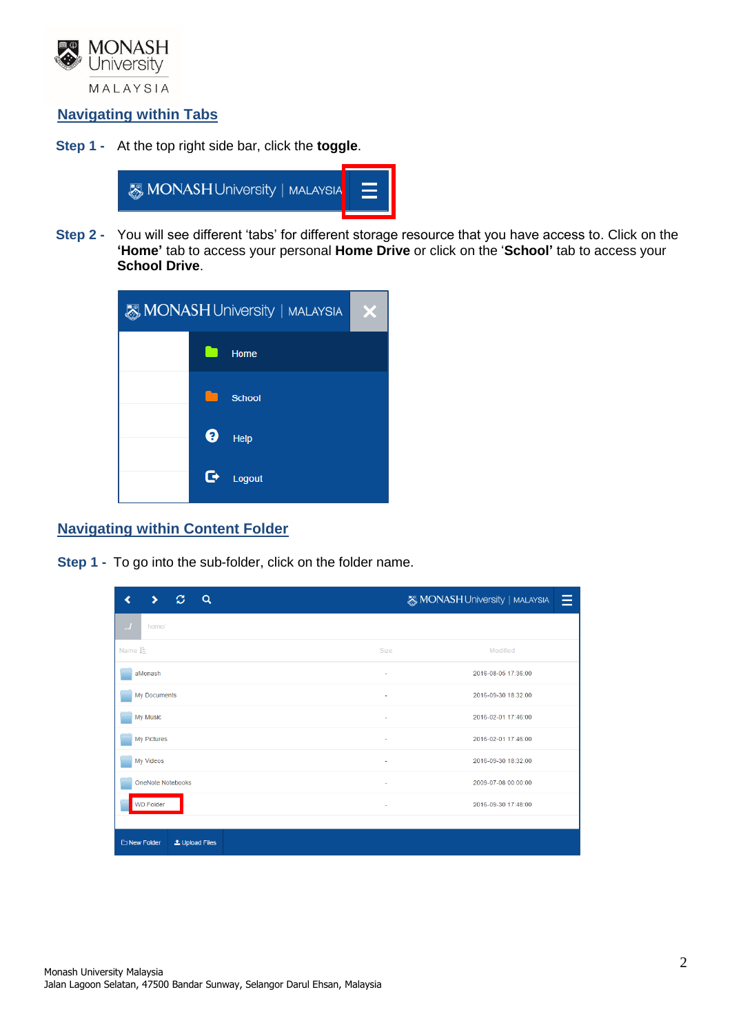## Navigating within Tabs

**Step 1 -** At the top right side bar, click the **toggle**.

**Step 2 -** You will see different 'tabs' for different storage resource that you have access to. Click on the **'Home'** tab to access your personal **Home Drive** or click on the '**School'** tab to access your **School Drive**.

## Navigating within Content Folder

**Step 1 -** To go into the sub-folder, click on the folder name.

Monash University Malaysia
Jalan Lagoon Selatan, 47500 Bandar Sunway, Selangor Darul Ehsan, Malaysia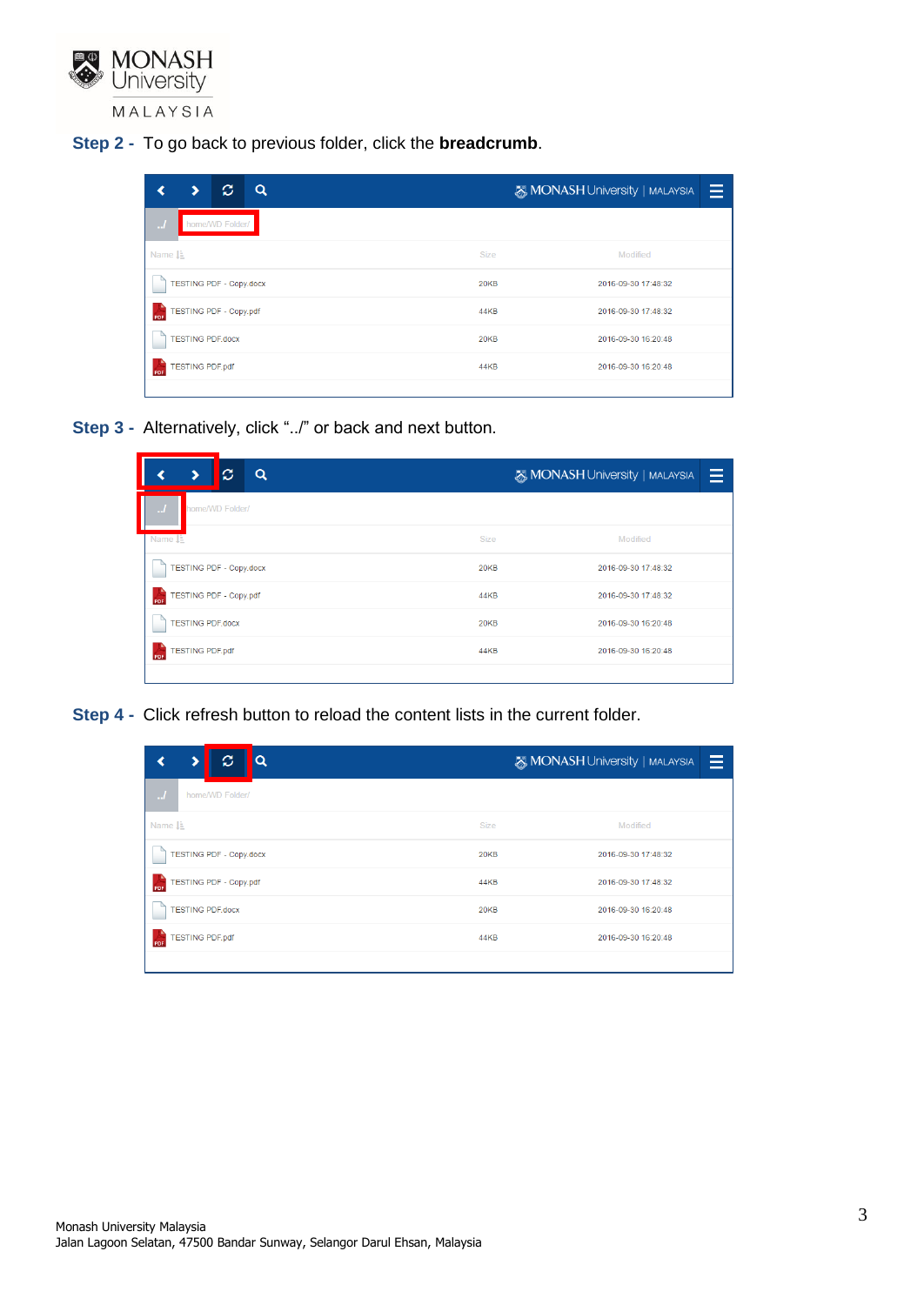**Step 2 -** To go back to previous folder, click the **breadcrumb**.

**Step 3 -** Alternatively, click "../" or back and next button.

**Step 4 -** Click refresh button to reload the content lists in the current folder.

Monash University Malaysia
Jalan Lagoon Selatan, 47500 Bandar Sunway, Selangor Darul Ehsan, Malaysia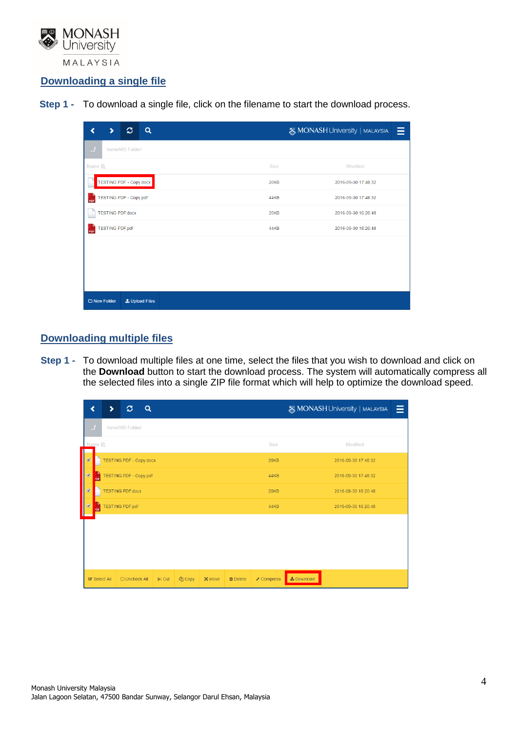## Downloading a single file

**Step 1 -** To download a single file, click on the filename to start the download process.

## Downloading multiple files

**Step 1 -** To download multiple files at one time, select the files that you wish to download and click on the **Download** button to start the download process. The system will automatically compress all the selected files into a single ZIP file format which will help to optimize the download speed.

Monash University Malaysia
Jalan Lagoon Selatan, 47500 Bandar Sunway, Selangor Darul Ehsan, Malaysia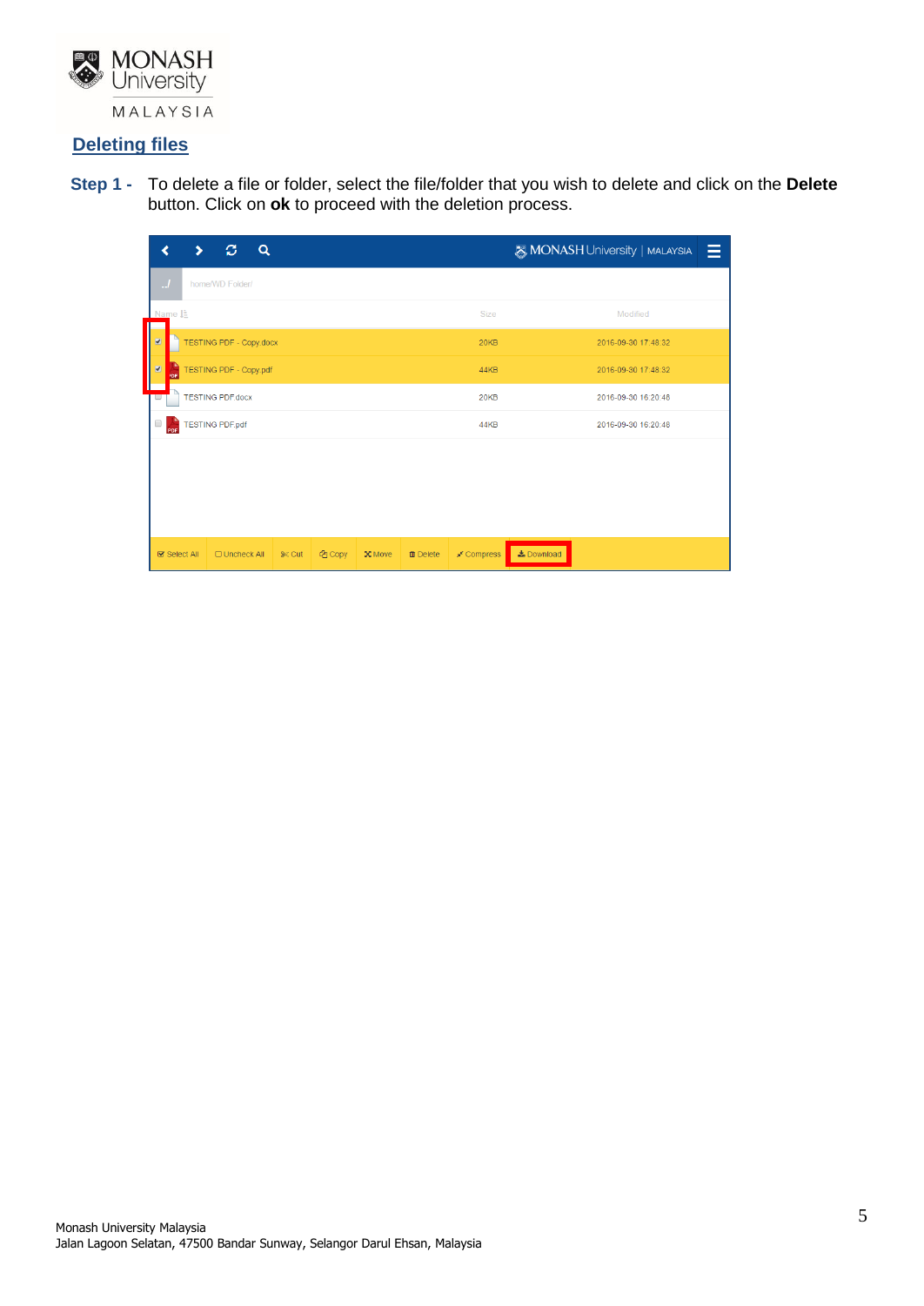## Deleting files

**Step 1 -** To delete a file or folder, select the file/folder that you wish to delete and click on the **Delete** button. Click on **ok** to proceed with the deletion process.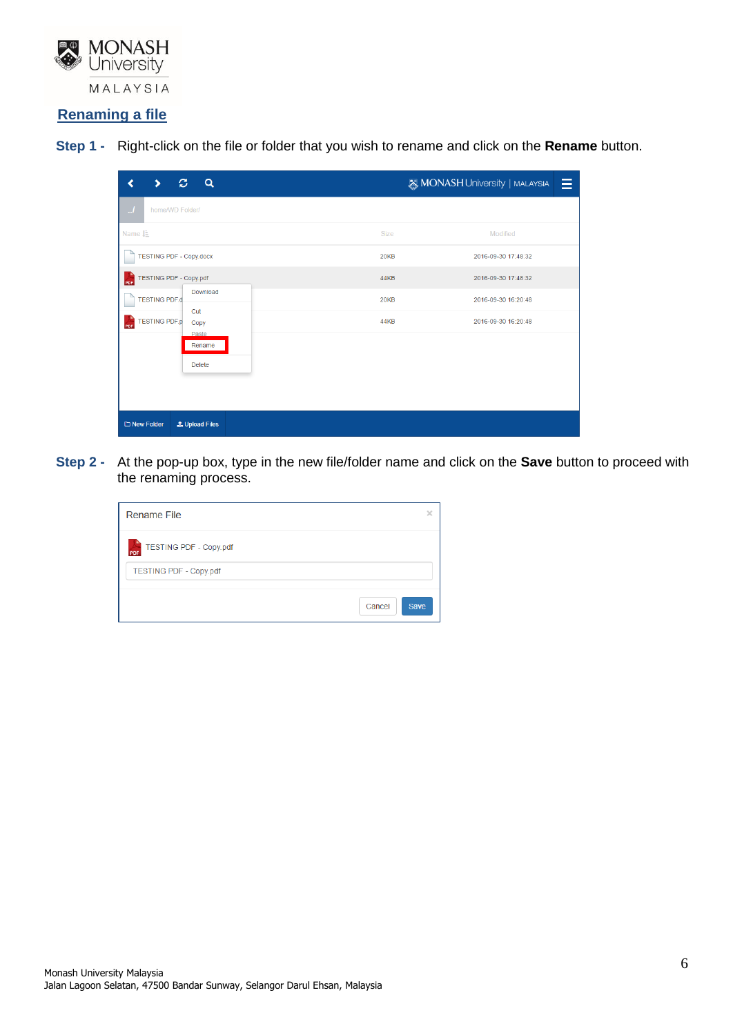## Renaming a file

**Step 1 -** Right-click on the file or folder that you wish to rename and click on the **Rename** button.

**Step 2 -** At the pop-up box, type in the new file/folder name and click on the **Save** button to proceed with the renaming process.

Monash University Malaysia
Jalan Lagoon Selatan, 47500 Bandar Sunway, Selangor Darul Ehsan, Malaysia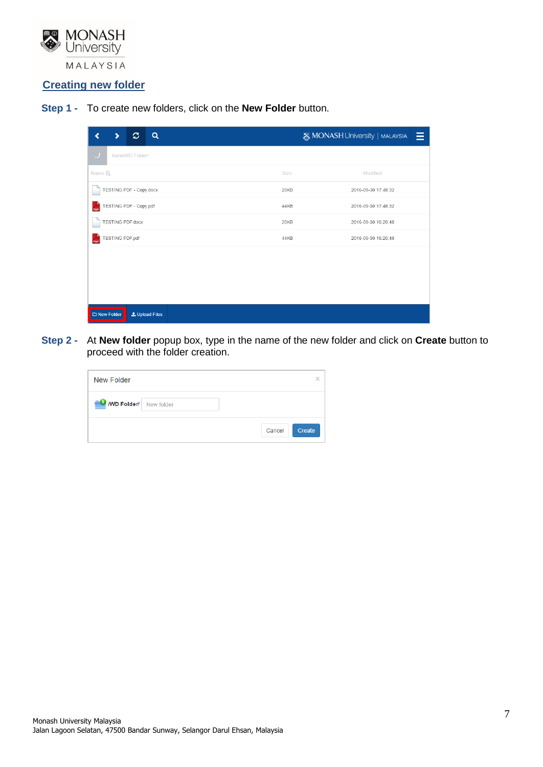## Creating new folder

**Step 1 -** To create new folders, click on the **New Folder** button.

**Step 2 -** At **New folder** popup box, type in the name of the new folder and click on **Create** button to proceed with the folder creation.

Monash University Malaysia
Jalan Lagoon Selatan, 47500 Bandar Sunway, Selangor Darul Ehsan, Malaysia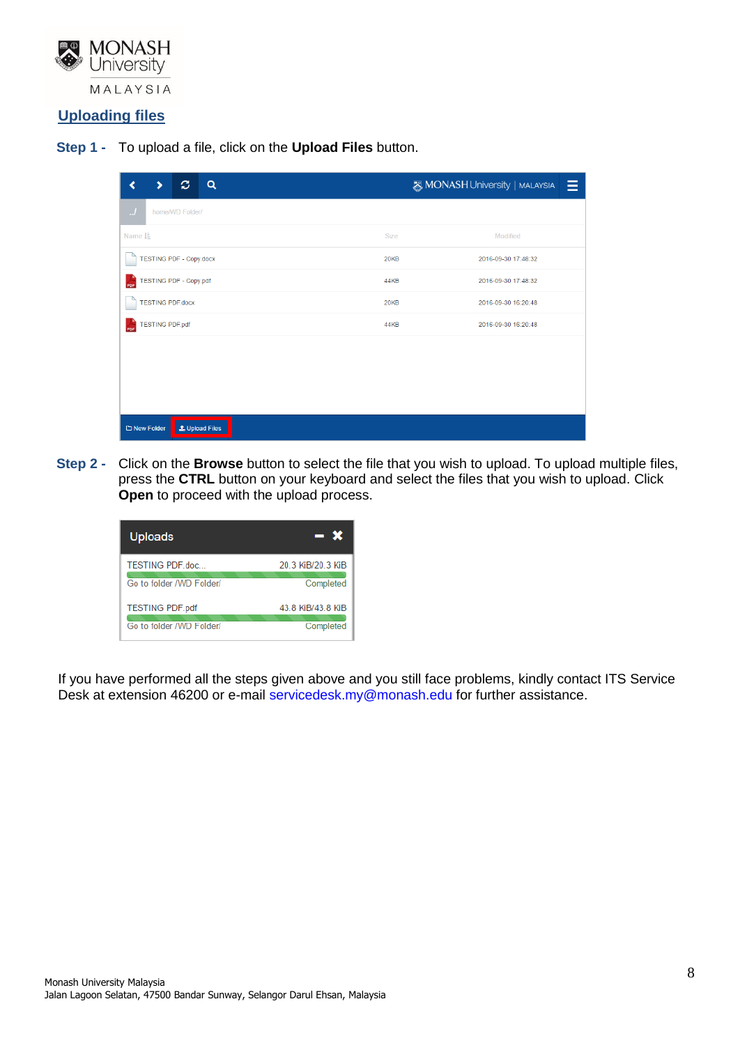## Uploading files

**Step 1 -** To upload a file, click on the **Upload Files** button.

**Step 2 -** Click on the **Browse** button to select the file that you wish to upload. To upload multiple files, press the **CTRL** button on your keyboard and select the files that you wish to upload. Click **Open** to proceed with the upload process.

If you have performed all the steps given above and you still face problems, kindly contact ITS Service Desk at extension 46200 or e-mail servicedesk.my@monash.edu for further assistance.

Monash University Malaysia
Jalan Lagoon Selatan, 47500 Bandar Sunway, Selangor Darul Ehsan, Malaysia